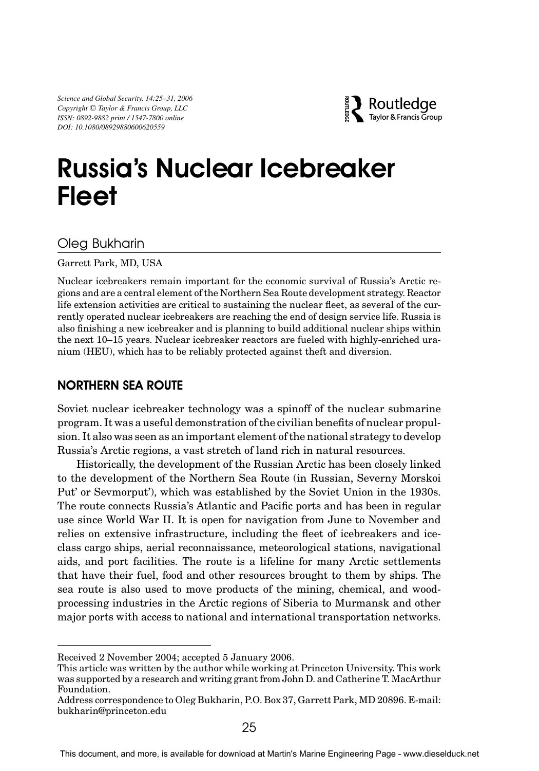*Science and Global Security, 14:25–31, 2006*
*Copyright © Taylor & Francis Group, LLC*
*ISSN: 0892-9882 print / 1547-7800 online*
*DOI: 10.1080/08929880600620559*

# Russia's Nuclear Icebreaker Fleet

## Oleg Bukharin

Garrett Park, MD, USA

Nuclear icebreakers remain important for the economic survival of Russia's Arctic regions and are a central element of the Northern Sea Route development strategy. Reactor life extension activities are critical to sustaining the nuclear fleet, as several of the currently operated nuclear icebreakers are reaching the end of design service life. Russia is also finishing a new icebreaker and is planning to build additional nuclear ships within the next 10–15 years. Nuclear icebreaker reactors are fueled with highly-enriched uranium (HEU), which has to be reliably protected against theft and diversion.

## NORTHERN SEA ROUTE

Soviet nuclear icebreaker technology was a spinoff of the nuclear submarine program. It was a useful demonstration of the civilian benefits of nuclear propulsion. It also was seen as an important element of the national strategy to develop Russia's Arctic regions, a vast stretch of land rich in natural resources.

Historically, the development of the Russian Arctic has been closely linked to the development of the Northern Sea Route (in Russian, Severny Morskoi Put' or Sevmorput'), which was established by the Soviet Union in the 1930s. The route connects Russia's Atlantic and Pacific ports and has been in regular use since World War II. It is open for navigation from June to November and relies on extensive infrastructure, including the fleet of icebreakers and ice-class cargo ships, aerial reconnaissance, meteorological stations, navigational aids, and port facilities. The route is a lifeline for many Arctic settlements that have their fuel, food and other resources brought to them by ships. The sea route is also used to move products of the mining, chemical, and wood-processing industries in the Arctic regions of Siberia to Murmansk and other major ports with access to national and international transportation networks.

---

Received 2 November 2004; accepted 5 January 2006.

This article was written by the author while working at Princeton University. This work was supported by a research and writing grant from John D. and Catherine T. MacArthur Foundation.

Address correspondence to Oleg Bukharin, P.O. Box 37, Garrett Park, MD 20896. E-mail: bukharin@princeton.edu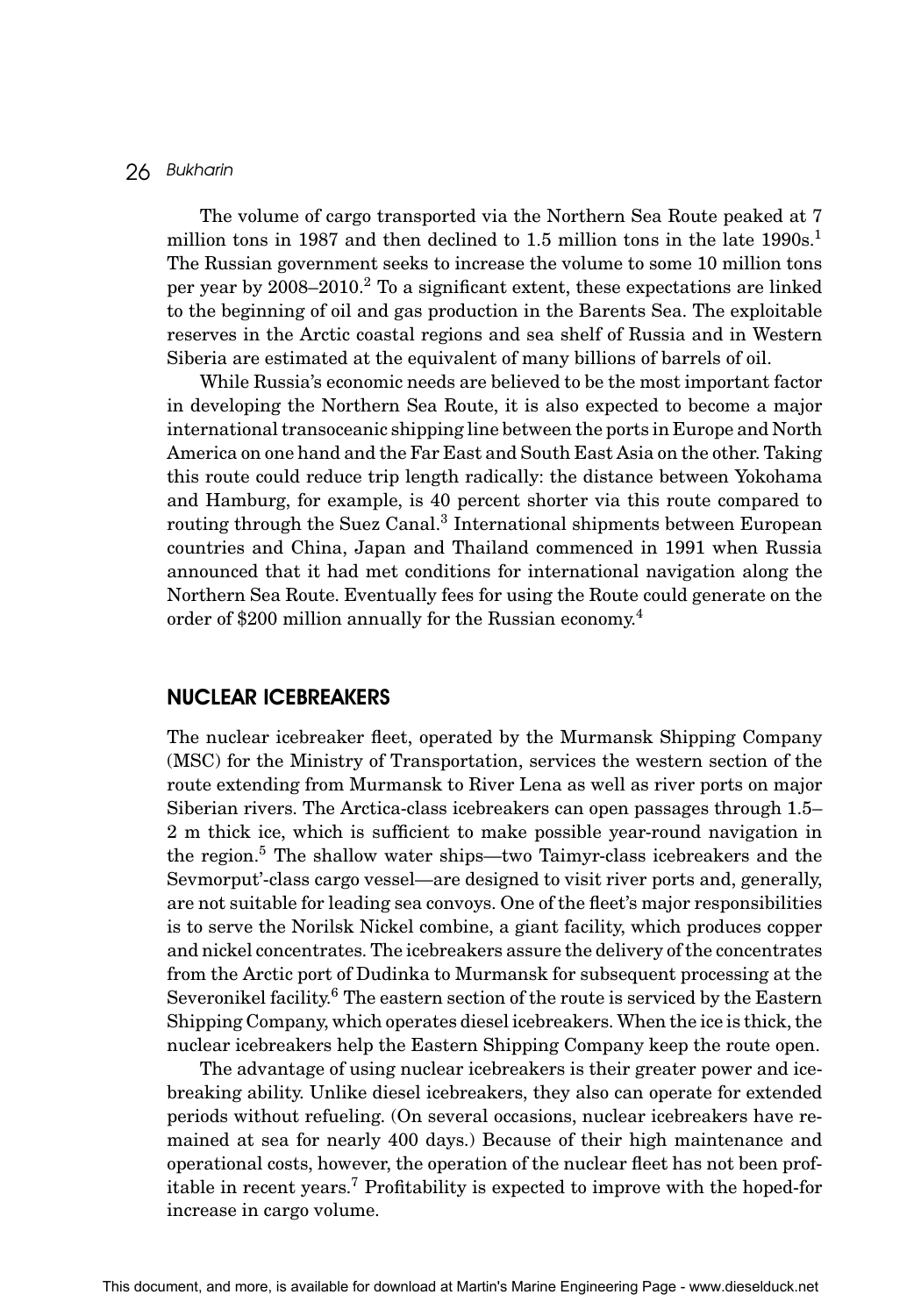The volume of cargo transported via the Northern Sea Route peaked at 7 million tons in 1987 and then declined to 1.5 million tons in the late 1990s.[1] The Russian government seeks to increase the volume to some 10 million tons per year by 2008–2010.[2] To a significant extent, these expectations are linked to the beginning of oil and gas production in the Barents Sea. The exploitable reserves in the Arctic coastal regions and sea shelf of Russia and in Western Siberia are estimated at the equivalent of many billions of barrels of oil.

While Russia's economic needs are believed to be the most important factor in developing the Northern Sea Route, it is also expected to become a major international transoceanic shipping line between the ports in Europe and North America on one hand and the Far East and South East Asia on the other. Taking this route could reduce trip length radically: the distance between Yokohama and Hamburg, for example, is 40 percent shorter via this route compared to routing through the Suez Canal.[3] International shipments between European countries and China, Japan and Thailand commenced in 1991 when Russia announced that it had met conditions for international navigation along the Northern Sea Route. Eventually fees for using the Route could generate on the order of $200 million annually for the Russian economy.[4]

## NUCLEAR ICEBREAKERS

The nuclear icebreaker fleet, operated by the Murmansk Shipping Company (MSC) for the Ministry of Transportation, services the western section of the route extending from Murmansk to River Lena as well as river ports on major Siberian rivers. The Arctica-class icebreakers can open passages through 1.5–2 m thick ice, which is sufficient to make possible year-round navigation in the region.[5] The shallow water ships—two Taimyr-class icebreakers and the Sevmorput'-class cargo vessel—are designed to visit river ports and, generally, are not suitable for leading sea convoys. One of the fleet's major responsibilities is to serve the Norilsk Nickel combine, a giant facility, which produces copper and nickel concentrates. The icebreakers assure the delivery of the concentrates from the Arctic port of Dudinka to Murmansk for subsequent processing at the Severonikel facility.[6] The eastern section of the route is serviced by the Eastern Shipping Company, which operates diesel icebreakers. When the ice is thick, the nuclear icebreakers help the Eastern Shipping Company keep the route open.

The advantage of using nuclear icebreakers is their greater power and ice-breaking ability. Unlike diesel icebreakers, they also can operate for extended periods without refueling. (On several occasions, nuclear icebreakers have remained at sea for nearly 400 days.) Because of their high maintenance and operational costs, however, the operation of the nuclear fleet has not been profitable in recent years.[7] Profitability is expected to improve with the hoped-for increase in cargo volume.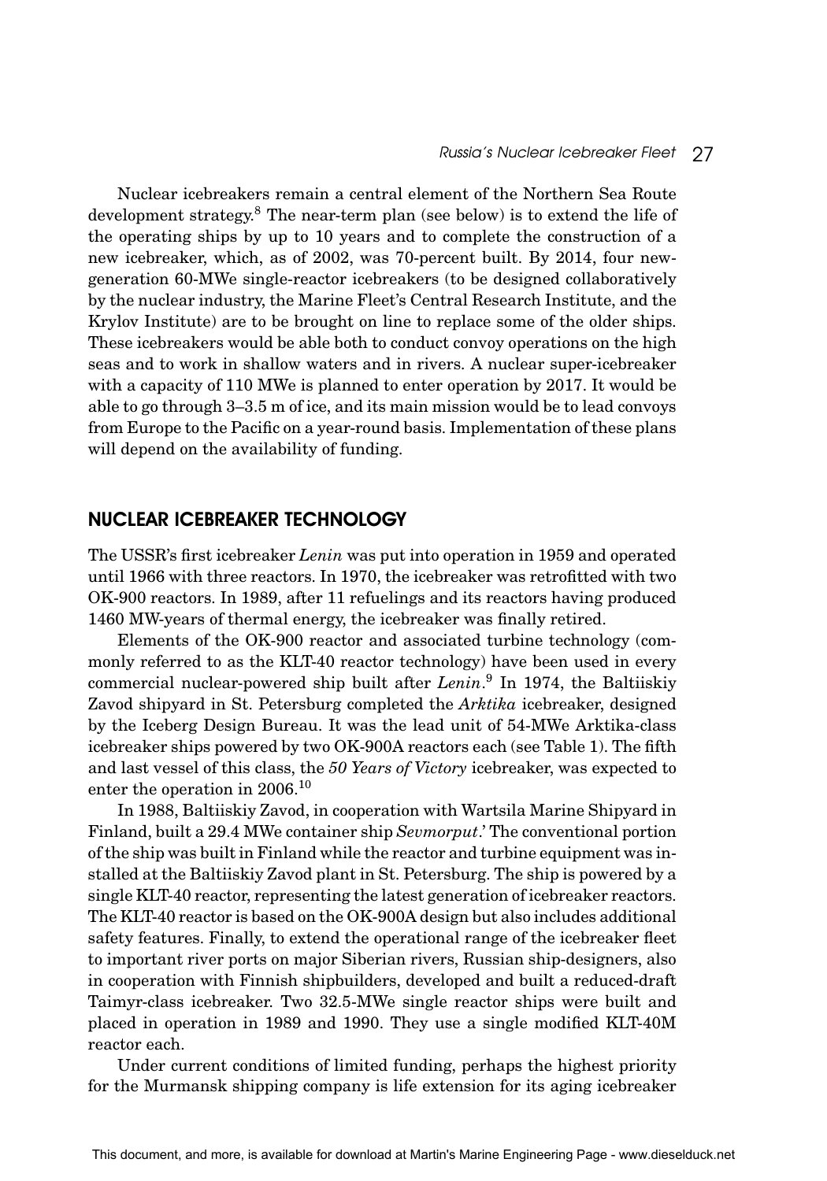Nuclear icebreakers remain a central element of the Northern Sea Route development strategy.[8] The near-term plan (see below) is to extend the life of the operating ships by up to 10 years and to complete the construction of a new icebreaker, which, as of 2002, was 70-percent built. By 2014, four new-generation 60-MWe single-reactor icebreakers (to be designed collaboratively by the nuclear industry, the Marine Fleet's Central Research Institute, and the Krylov Institute) are to be brought on line to replace some of the older ships. These icebreakers would be able both to conduct convoy operations on the high seas and to work in shallow waters and in rivers. A nuclear super-icebreaker with a capacity of 110 MWe is planned to enter operation by 2017. It would be able to go through 3–3.5 m of ice, and its main mission would be to lead convoys from Europe to the Pacific on a year-round basis. Implementation of these plans will depend on the availability of funding.

## NUCLEAR ICEBREAKER TECHNOLOGY

The USSR's first icebreaker *Lenin* was put into operation in 1959 and operated until 1966 with three reactors. In 1970, the icebreaker was retrofitted with two OK-900 reactors. In 1989, after 11 refuelings and its reactors having produced 1460 MW-years of thermal energy, the icebreaker was finally retired.

Elements of the OK-900 reactor and associated turbine technology (commonly referred to as the KLT-40 reactor technology) have been used in every commercial nuclear-powered ship built after *Lenin*.[9] In 1974, the Baltiiskiy Zavod shipyard in St. Petersburg completed the *Arktika* icebreaker, designed by the Iceberg Design Bureau. It was the lead unit of 54-MWe Arktika-class icebreaker ships powered by two OK-900A reactors each (see Table 1). The fifth and last vessel of this class, the *50 Years of Victory* icebreaker, was expected to enter the operation in 2006.[10]

In 1988, Baltiiskiy Zavod, in cooperation with Wartsila Marine Shipyard in Finland, built a 29.4 MWe container ship *Sevmorput*.' The conventional portion of the ship was built in Finland while the reactor and turbine equipment was installed at the Baltiiskiy Zavod plant in St. Petersburg. The ship is powered by a single KLT-40 reactor, representing the latest generation of icebreaker reactors. The KLT-40 reactor is based on the OK-900A design but also includes additional safety features. Finally, to extend the operational range of the icebreaker fleet to important river ports on major Siberian rivers, Russian ship-designers, also in cooperation with Finnish shipbuilders, developed and built a reduced-draft Taimyr-class icebreaker. Two 32.5-MWe single reactor ships were built and placed in operation in 1989 and 1990. They use a single modified KLT-40M reactor each.

Under current conditions of limited funding, perhaps the highest priority for the Murmansk shipping company is life extension for its aging icebreaker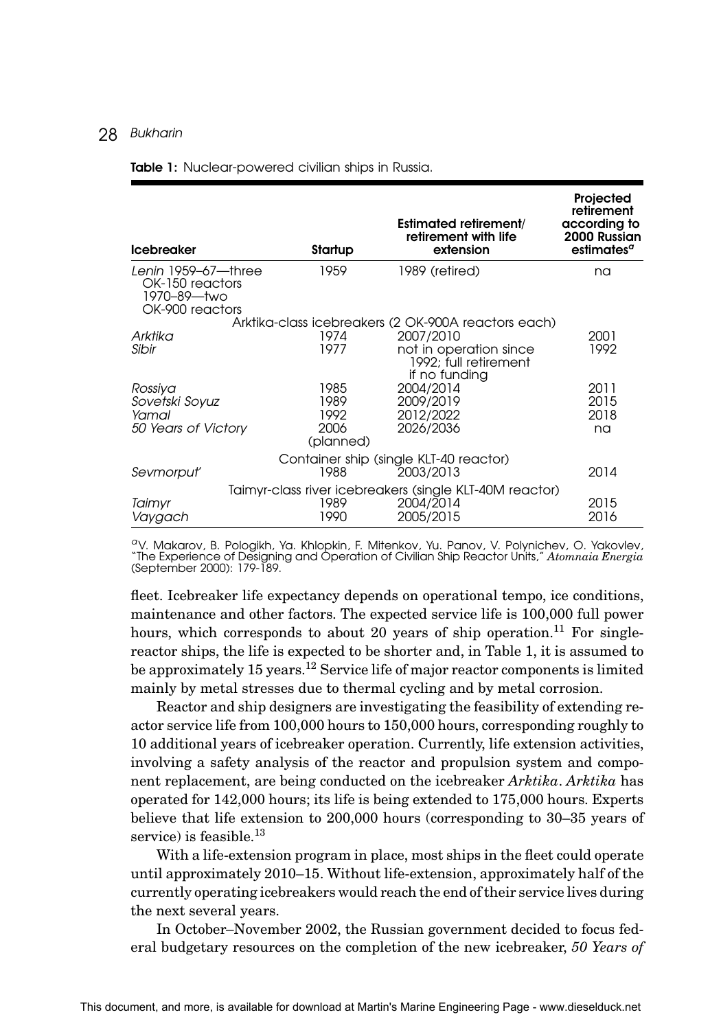**Table 1:** Nuclear-powered civilian ships in Russia.

| Icebreaker | Startup | Estimated retirement/ retirement with life extension | Projected retirement according to 2000 Russian estimates[a] |
|---|---|---|---|
| *Lenin* 1959–67—three OK-150 reactors 1970–89—two OK-900 reactors | 1959 | 1989 (retired) | na |
| Arktika-class icebreakers (2 OK-900A reactors each) | | | |
| *Arktika* | 1974 | 2007/2010 | 2001 |
| *Sibir* | 1977 | not in operation since 1992; full retirement if no funding | 1992 |
| *Rossiya* | 1985 | 2004/2014 | 2011 |
| *Sovetski Soyuz* | 1989 | 2009/2019 | 2015 |
| *Yamal* | 1992 | 2012/2022 | 2018 |
| *50 Years of Victory* | 2006 (planned) | 2026/2036 | na |
| Container ship (single KLT-40 reactor) | | | |
| *Sevmorput'* | 1988 | 2003/2013 | 2014 |
| Taimyr-class river icebreakers (single KLT-40M reactor) | | | |
| *Taimyr* | 1989 | 2004/2014 | 2015 |
| *Vaygach* | 1990 | 2005/2015 | 2016 |

[a] V. Makarov, B. Pologikh, Ya. Khlopkin, F. Mitenkov, Yu. Panov, V. Polynichev, O. Yakovlev, "The Experience of Designing and Operation of Civilian Ship Reactor Units," *Atomnaia Energia* (September 2000): 179-189.

fleet. Icebreaker life expectancy depends on operational tempo, ice conditions, maintenance and other factors. The expected service life is 100,000 full power hours, which corresponds to about 20 years of ship operation.[11] For single-reactor ships, the life is expected to be shorter and, in Table 1, it is assumed to be approximately 15 years.[12] Service life of major reactor components is limited mainly by metal stresses due to thermal cycling and by metal corrosion.

Reactor and ship designers are investigating the feasibility of extending reactor service life from 100,000 hours to 150,000 hours, corresponding roughly to 10 additional years of icebreaker operation. Currently, life extension activities, involving a safety analysis of the reactor and propulsion system and component replacement, are being conducted on the icebreaker *Arktika*. *Arktika* has operated for 142,000 hours; its life is being extended to 175,000 hours. Experts believe that life extension to 200,000 hours (corresponding to 30–35 years of service) is feasible.[13]

With a life-extension program in place, most ships in the fleet could operate until approximately 2010–15. Without life-extension, approximately half of the currently operating icebreakers would reach the end of their service lives during the next several years.

In October–November 2002, the Russian government decided to focus federal budgetary resources on the completion of the new icebreaker, *50 Years of*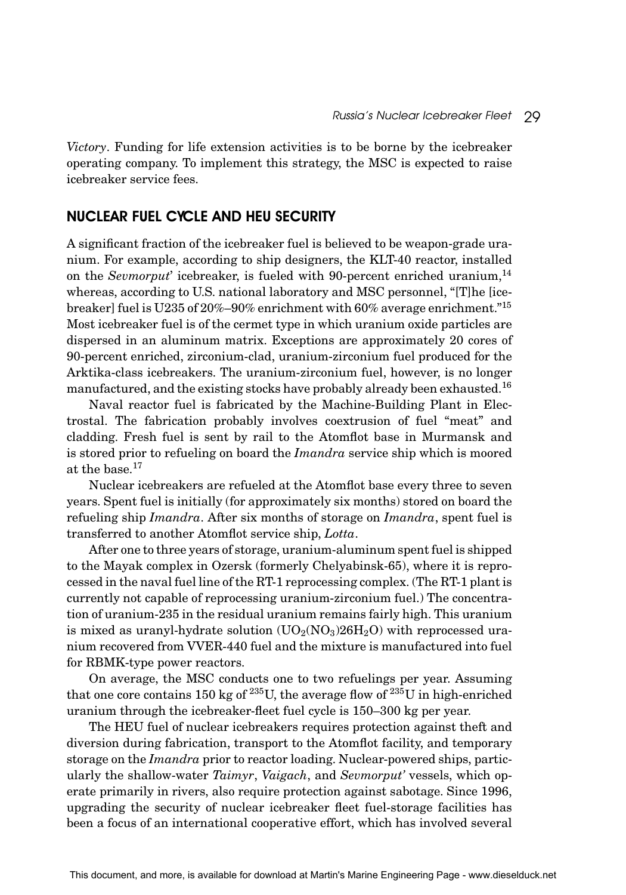*Victory*. Funding for life extension activities is to be borne by the icebreaker operating company. To implement this strategy, the MSC is expected to raise icebreaker service fees.

## NUCLEAR FUEL CYCLE AND HEU SECURITY

A significant fraction of the icebreaker fuel is believed to be weapon-grade uranium. For example, according to ship designers, the KLT-40 reactor, installed on the *Sevmorput'* icebreaker, is fueled with 90-percent enriched uranium,[14] whereas, according to U.S. national laboratory and MSC personnel, "[T]he [icebreaker] fuel is U235 of 20%–90% enrichment with 60% average enrichment."[15] Most icebreaker fuel is of the cermet type in which uranium oxide particles are dispersed in an aluminum matrix. Exceptions are approximately 20 cores of 90-percent enriched, zirconium-clad, uranium-zirconium fuel produced for the Arktika-class icebreakers. The uranium-zirconium fuel, however, is no longer manufactured, and the existing stocks have probably already been exhausted.[16]

Naval reactor fuel is fabricated by the Machine-Building Plant in Electrostal. The fabrication probably involves coextrusion of fuel "meat" and cladding. Fresh fuel is sent by rail to the Atomflot base in Murmansk and is stored prior to refueling on board the *Imandra* service ship which is moored at the base.[17]

Nuclear icebreakers are refueled at the Atomflot base every three to seven years. Spent fuel is initially (for approximately six months) stored on board the refueling ship *Imandra*. After six months of storage on *Imandra*, spent fuel is transferred to another Atomflot service ship, *Lotta*.

After one to three years of storage, uranium-aluminum spent fuel is shipped to the Mayak complex in Ozersk (formerly Chelyabinsk-65), where it is reprocessed in the naval fuel line of the RT-1 reprocessing complex. (The RT-1 plant is currently not capable of reprocessing uranium-zirconium fuel.) The concentration of uranium-235 in the residual uranium remains fairly high. This uranium is mixed as uranyl-hydrate solution ($UO_2(NO_3)26H_2O$) with reprocessed uranium recovered from VVER-440 fuel and the mixture is manufactured into fuel for RBMK-type power reactors.

On average, the MSC conducts one to two refuelings per year. Assuming that one core contains 150 kg of $^{235}U$, the average flow of $^{235}U$ in high-enriched uranium through the icebreaker-fleet fuel cycle is 150–300 kg per year.

The HEU fuel of nuclear icebreakers requires protection against theft and diversion during fabrication, transport to the Atomflot facility, and temporary storage on the *Imandra* prior to reactor loading. Nuclear-powered ships, particularly the shallow-water *Taimyr*, *Vaigach*, and *Sevmorput'* vessels, which operate primarily in rivers, also require protection against sabotage. Since 1996, upgrading the security of nuclear icebreaker fleet fuel-storage facilities has been a focus of an international cooperative effort, which has involved several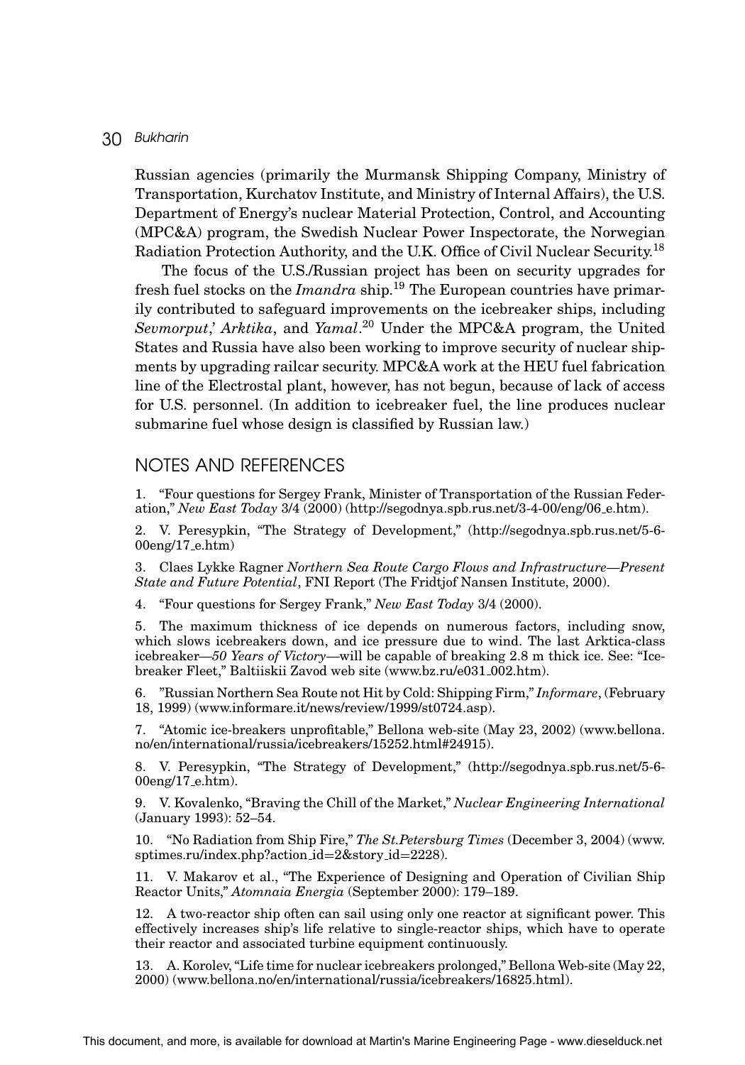Russian agencies (primarily the Murmansk Shipping Company, Ministry of Transportation, Kurchatov Institute, and Ministry of Internal Affairs), the U.S. Department of Energy's nuclear Material Protection, Control, and Accounting (MPC&A) program, the Swedish Nuclear Power Inspectorate, the Norwegian Radiation Protection Authority, and the U.K. Office of Civil Nuclear Security.[18]

The focus of the U.S./Russian project has been on security upgrades for fresh fuel stocks on the *Imandra* ship.[19] The European countries have primarily contributed to safeguard improvements on the icebreaker ships, including *Sevmorput*,' *Arktika*, and *Yamal*.[20] Under the MPC&A program, the United States and Russia have also been working to improve security of nuclear shipments by upgrading railcar security. MPC&A work at the HEU fuel fabrication line of the Electrostal plant, however, has not begun, because of lack of access for U.S. personnel. (In addition to icebreaker fuel, the line produces nuclear submarine fuel whose design is classified by Russian law.)

## NOTES AND REFERENCES

1. "Four questions for Sergey Frank, Minister of Transportation of the Russian Federation," *New East Today* 3/4 (2000) (http://segodnya.spb.rus.net/3-4-00/eng/06_e.htm).

2. V. Peresypkin, "The Strategy of Development," (http://segodnya.spb.rus.net/5-6-00eng/17_e.htm)

3. Claes Lykke Ragner *Northern Sea Route Cargo Flows and Infrastructure—Present State and Future Potential*, FNI Report (The Fridtjof Nansen Institute, 2000).

4. "Four questions for Sergey Frank," *New East Today* 3/4 (2000).

5. The maximum thickness of ice depends on numerous factors, including snow, which slows icebreakers down, and ice pressure due to wind. The last Arktica-class icebreaker—*50 Years of Victory*—will be capable of breaking 2.8 m thick ice. See: "Icebreaker Fleet," Baltiiskii Zavod web site (www.bz.ru/e031_002.htm).

6. "Russian Northern Sea Route not Hit by Cold: Shipping Firm," *Informare*, (February 18, 1999) (www.informare.it/news/review/1999/st0724.asp).

7. "Atomic ice-breakers unprofitable," Bellona web-site (May 23, 2002) (www.bellona.no/en/international/russia/icebreakers/15252.html#24915).

8. V. Peresypkin, "The Strategy of Development," (http://segodnya.spb.rus.net/5-6-00eng/17_e.htm).

9. V. Kovalenko, "Braving the Chill of the Market," *Nuclear Engineering International* (January 1993): 52–54.

10. "No Radiation from Ship Fire," *The St.Petersburg Times* (December 3, 2004) (www.sptimes.ru/index.php?action_id=2&story_id=2228).

11. V. Makarov et al., "The Experience of Designing and Operation of Civilian Ship Reactor Units," *Atomnaia Energia* (September 2000): 179–189.

12. A two-reactor ship often can sail using only one reactor at significant power. This effectively increases ship's life relative to single-reactor ships, which have to operate their reactor and associated turbine equipment continuously.

13. A. Korolev, "Life time for nuclear icebreakers prolonged," Bellona Web-site (May 22, 2000) (www.bellona.no/en/international/russia/icebreakers/16825.html).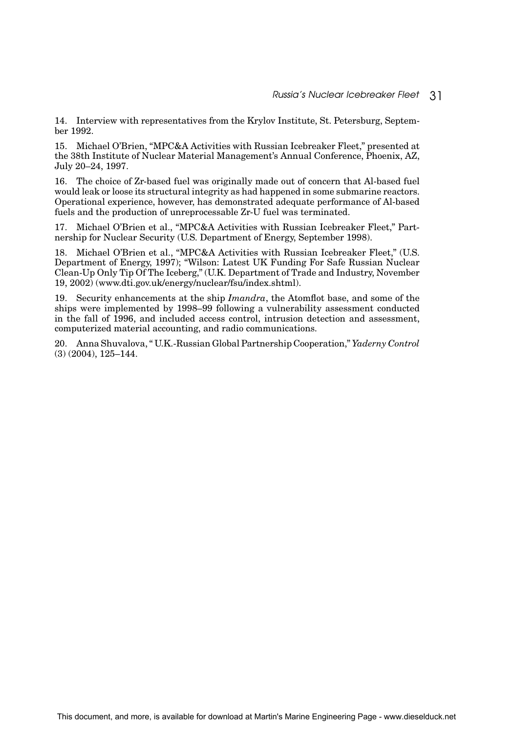14. Interview with representatives from the Krylov Institute, St. Petersburg, September 1992.

15. Michael O'Brien, "MPC&A Activities with Russian Icebreaker Fleet," presented at the 38th Institute of Nuclear Material Management's Annual Conference, Phoenix, AZ, July 20–24, 1997.

16. The choice of Zr-based fuel was originally made out of concern that Al-based fuel would leak or loose its structural integrity as had happened in some submarine reactors. Operational experience, however, has demonstrated adequate performance of Al-based fuels and the production of unreprocessable Zr-U fuel was terminated.

17. Michael O'Brien et al., "MPC&A Activities with Russian Icebreaker Fleet," Partnership for Nuclear Security (U.S. Department of Energy, September 1998).

18. Michael O'Brien et al., "MPC&A Activities with Russian Icebreaker Fleet," (U.S. Department of Energy, 1997); "Wilson: Latest UK Funding For Safe Russian Nuclear Clean-Up Only Tip Of The Iceberg," (U.K. Department of Trade and Industry, November 19, 2002) (www.dti.gov.uk/energy/nuclear/fsu/index.shtml).

19. Security enhancements at the ship *Imandra*, the Atomflot base, and some of the ships were implemented by 1998–99 following a vulnerability assessment conducted in the fall of 1996, and included access control, intrusion detection and assessment, computerized material accounting, and radio communications.

20. Anna Shuvalova, " U.K.-Russian Global Partnership Cooperation," *Yaderny Control* (3) (2004), 125–144.